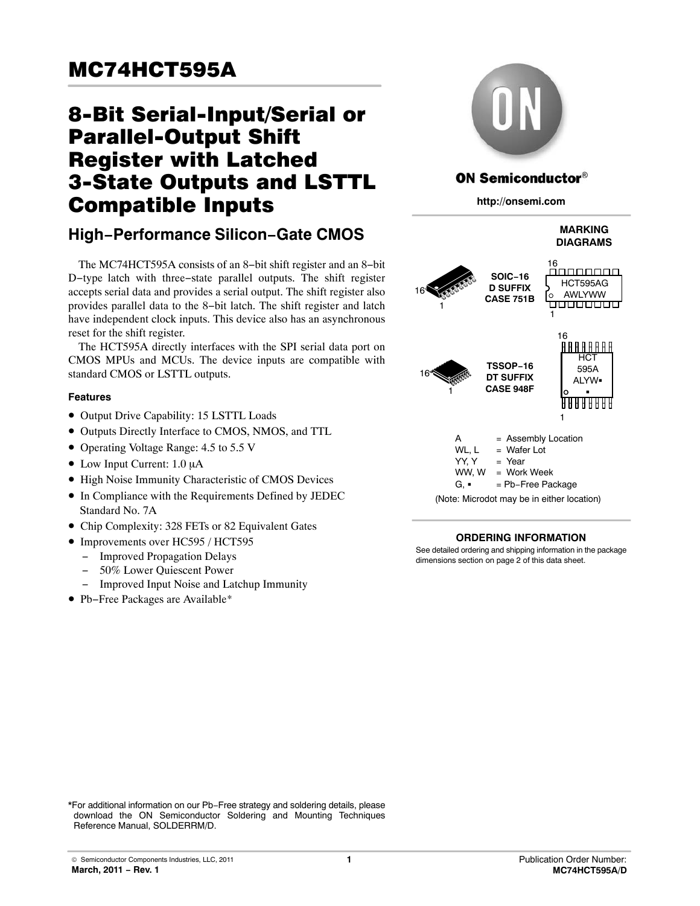// MC74HCT595A

# 8-Bit Serial-Input/Serial or Parallel-Output Shift Register with Latched 3-State Outputs and LSTTL Compatible Inputs

## High−Performance Silicon−Gate CMOS

The MC74HCT595A consists of an 8−bit shift register and an 8−bit D−type latch with three−state parallel outputs. The shift register accepts serial data and provides a serial output. The shift register also provides parallel data to the 8−bit latch. The shift register and latch have independent clock inputs. This device also has an asynchronous reset for the shift register.

The HCT595A directly interfaces with the SPI serial data port on CMOS MPUs and MCUs. The device inputs are compatible with standard CMOS or LSTTL outputs.

### Features

- Output Drive Capability: 15 LSTTL Loads
- Outputs Directly Interface to CMOS, NMOS, and TTL
- Operating Voltage Range: 4.5 to 5.5 V
- Low Input Current: 1.0 μA
- High Noise Immunity Characteristic of CMOS Devices
- In Compliance with the Requirements Defined by JEDEC Standard No. 7A
- Chip Complexity: 328 FETs or 82 Equivalent Gates
- Improvements over HC595 / HCT595
  - Improved Propagation Delays
  - 50% Lower Quiescent Power
  - Improved Input Noise and Latchup Immunity
- Pb−Free Packages are Available*

ON Semiconductor®

http://onsemi.com

### MARKING DIAGRAMS

SOIC−16
D SUFFIX
CASE 751B

HCT595AG
AWLYWW

TSSOP−16
DT SUFFIX
CASE 948F

HCT
595A
ALYW▪
▪

| | | |
|---|---|---|
| A | = | Assembly Location |
| WL, L | = | Wafer Lot |
| YY, Y | = | Year |
| WW, W | = | Work Week |
| G, ▪ | = | Pb−Free Package |

(Note: Microdot may be in either location)

### ORDERING INFORMATION

See detailed ordering and shipping information in the package dimensions section on page 2 of this data sheet.

*For additional information on our Pb−Free strategy and soldering details, please download the ON Semiconductor Soldering and Mounting Techniques Reference Manual, SOLDERRM/D.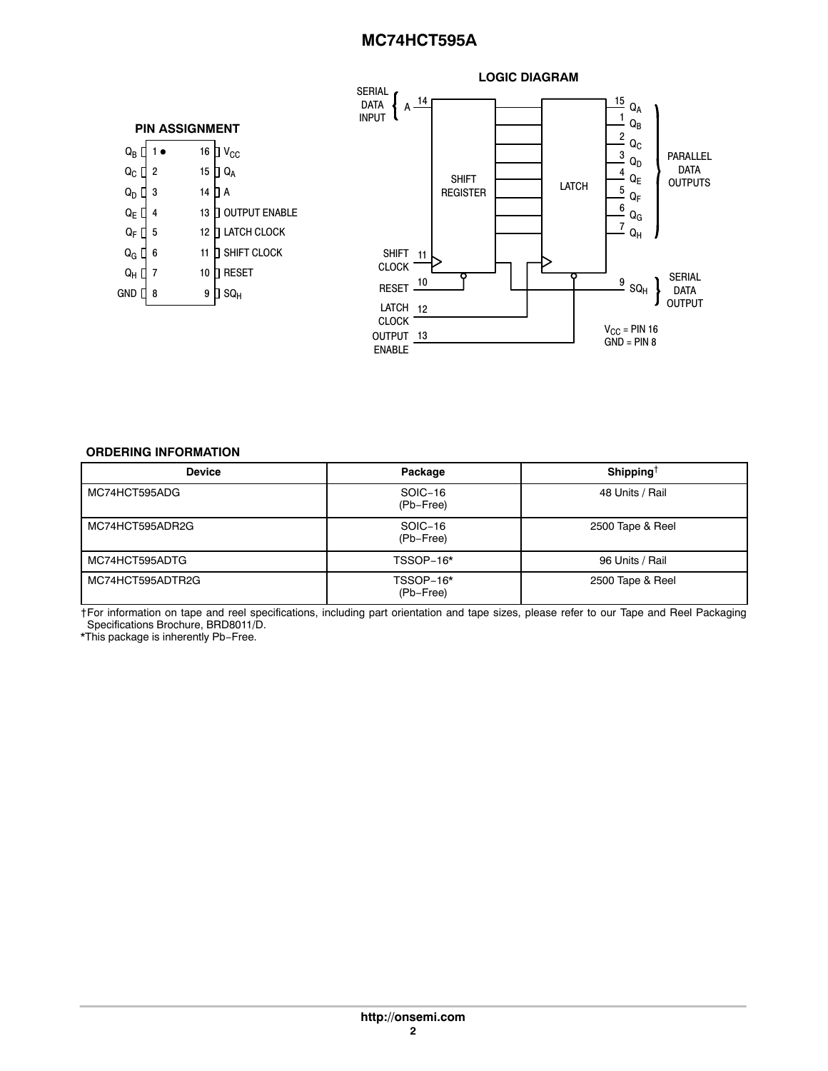## PIN ASSIGNMENT

| Pin | Name | Pin | Name |
|---|---|---|---|
| 1 | $Q_B$ | 16 | $V_{CC}$ |
| 2 | $Q_C$ | 15 | $Q_A$ |
| 3 | $Q_D$ | 14 | A |
| 4 | $Q_E$ | 13 | OUTPUT ENABLE |
| 5 | $Q_F$ | 12 | LATCH CLOCK |
| 6 | $Q_G$ | 11 | SHIFT CLOCK |
| 7 | $Q_H$ | 10 | RESET |
| 8 | GND | 9 | $SQ_H$ |

## LOGIC DIAGRAM

SERIAL DATA INPUT: A (pin 14) → SHIFT REGISTER → LATCH → PARALLEL DATA OUTPUTS: $Q_A$ (15), $Q_B$ (1), $Q_C$ (2), $Q_D$ (3), $Q_E$ (4), $Q_F$ (5), $Q_G$ (6), $Q_H$ (7)

SHIFT CLOCK (11), RESET (10), LATCH CLOCK (12), OUTPUT ENABLE (13)

SERIAL DATA OUTPUT: $SQ_H$ (9)

$V_{CC}$ = PIN 16
GND = PIN 8

### ORDERING INFORMATION

| Device | Package | Shipping† |
|---|---|---|
| MC74HCT595ADG | SOIC−16 (Pb−Free) | 48 Units / Rail |
| MC74HCT595ADR2G | SOIC−16 (Pb−Free) | 2500 Tape & Reel |
| MC74HCT595ADTG | TSSOP−16* | 96 Units / Rail |
| MC74HCT595ADTR2G | TSSOP−16* (Pb−Free) | 2500 Tape & Reel |

†For information on tape and reel specifications, including part orientation and tape sizes, please refer to our Tape and Reel Packaging Specifications Brochure, BRD8011/D.
*This package is inherently Pb−Free.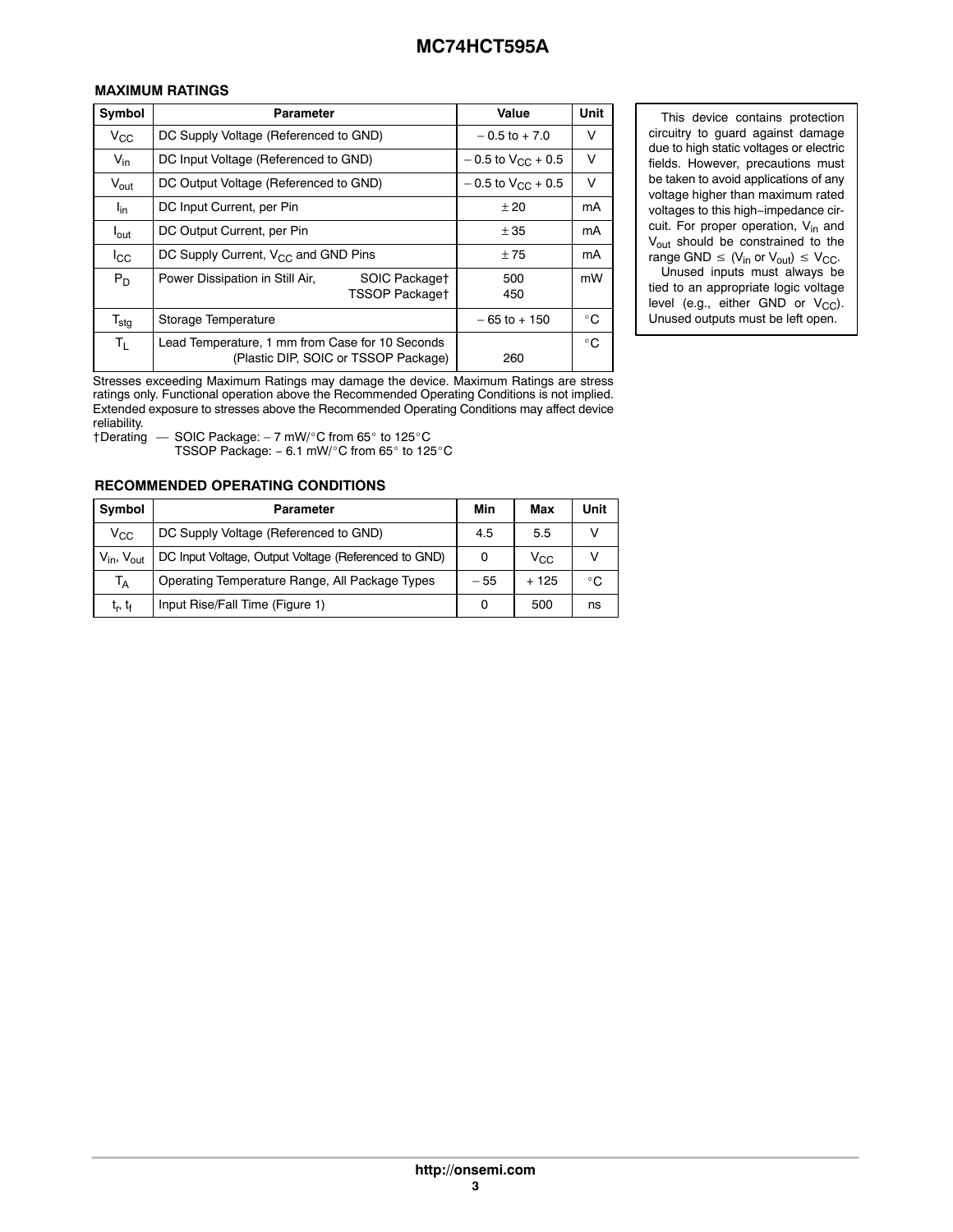## MAXIMUM RATINGS

| Symbol | Parameter | Value | Unit |
|---|---|---|---|
| $V_{CC}$ | DC Supply Voltage (Referenced to GND) | – 0.5 to + 7.0 | V |
| $V_{in}$ | DC Input Voltage (Referenced to GND) | – 0.5 to $V_{CC}$ + 0.5 | V |
| $V_{out}$ | DC Output Voltage (Referenced to GND) | – 0.5 to $V_{CC}$ + 0.5 | V |
| $I_{in}$ | DC Input Current, per Pin | ± 20 | mA |
| $I_{out}$ | DC Output Current, per Pin | ± 35 | mA |
| $I_{CC}$ | DC Supply Current, $V_{CC}$ and GND Pins | ± 75 | mA |
| $P_D$ | Power Dissipation in Still Air, SOIC Package† <br> TSSOP Package† | 500 <br> 450 | mW |
| $T_{stg}$ | Storage Temperature | – 65 to + 150 | °C |
| $T_L$ | Lead Temperature, 1 mm from Case for 10 Seconds (Plastic DIP, SOIC or TSSOP Package) | 260 | °C |

Stresses exceeding Maximum Ratings may damage the device. Maximum Ratings are stress ratings only. Functional operation above the Recommended Operating Conditions is not implied. Extended exposure to stresses above the Recommended Operating Conditions may affect device reliability.

†Derating — SOIC Package: – 7 mW/°C from 65° to 125°C
TSSOP Package: – 6.1 mW/°C from 65° to 125°C

This device contains protection circuitry to guard against damage due to high static voltages or electric fields. However, precautions must be taken to avoid applications of any voltage higher than maximum rated voltages to this high–impedance circuit. For proper operation, $V_{in}$ and $V_{out}$ should be constrained to the range GND ≤ ($V_{in}$ or $V_{out}$) ≤ $V_{CC}$.

Unused inputs must always be tied to an appropriate logic voltage level (e.g., either GND or $V_{CC}$). Unused outputs must be left open.

## RECOMMENDED OPERATING CONDITIONS

| Symbol | Parameter | Min | Max | Unit |
|---|---|---|---|---|
| $V_{CC}$ | DC Supply Voltage (Referenced to GND) | 4.5 | 5.5 | V |
| $V_{in}$, $V_{out}$ | DC Input Voltage, Output Voltage (Referenced to GND) | 0 | $V_{CC}$ | V |
| $T_A$ | Operating Temperature Range, All Package Types | – 55 | + 125 | °C |
| $t_r$, $t_f$ | Input Rise/Fall Time (Figure 1) | 0 | 500 | ns |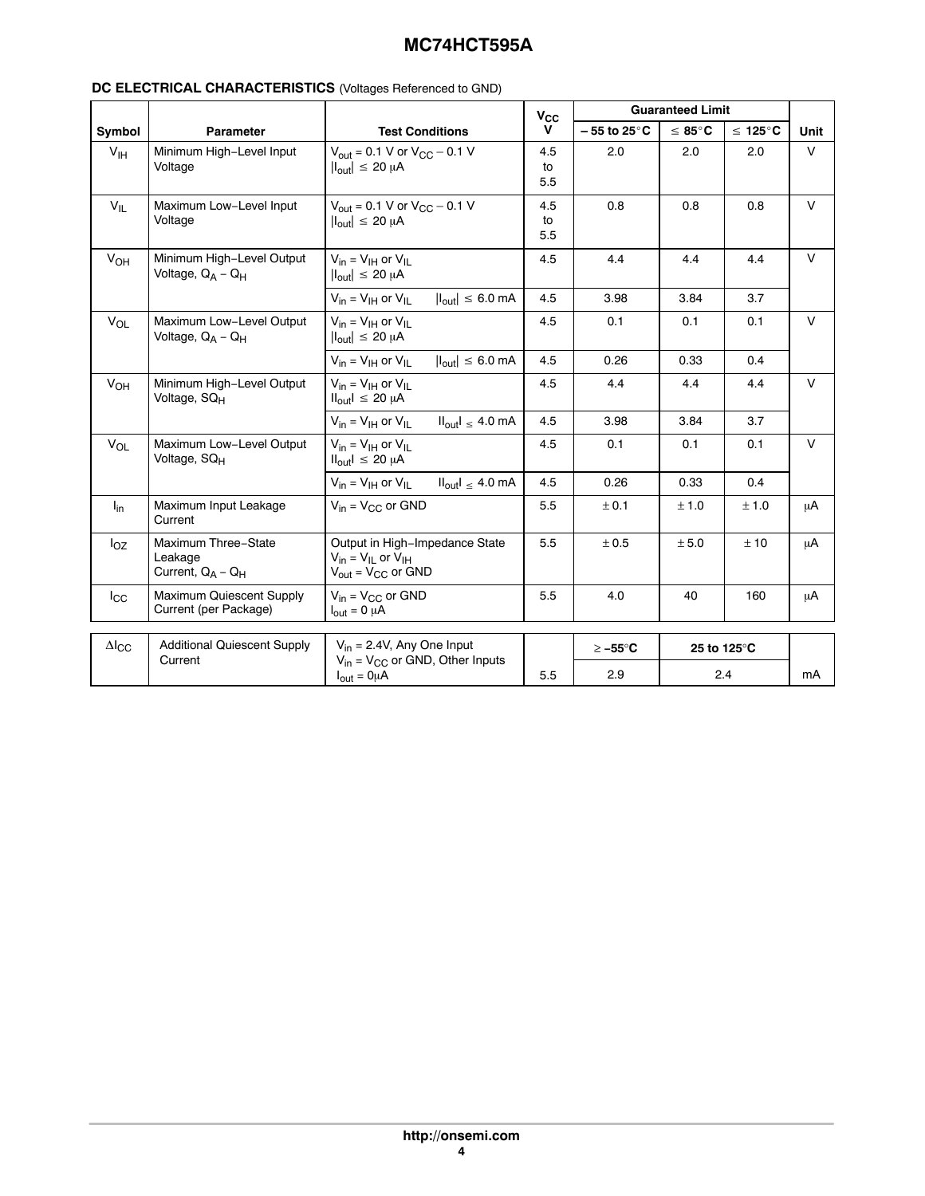**DC ELECTRICAL CHARACTERISTICS** (Voltages Referenced to GND)

| Symbol | Parameter | Test Conditions | $V_{CC}$ V | Guaranteed Limit | | | Unit |
|---|---|---|---|---|---|---|---|
| | | | | – 55 to 25°C | ≤ 85°C | ≤ 125°C | |
| $V_{IH}$ | Minimum High−Level Input Voltage | $V_{out}$ = 0.1 V or $V_{CC}$ – 0.1 V; $\lvert I_{out} \rvert \leq$ 20 μA | 4.5 to 5.5 | 2.0 | 2.0 | 2.0 | V |
| $V_{IL}$ | Maximum Low−Level Input Voltage | $V_{out}$ = 0.1 V or $V_{CC}$ – 0.1 V; $\lvert I_{out} \rvert \leq$ 20 μA | 4.5 to 5.5 | 0.8 | 0.8 | 0.8 | V |
| $V_{OH}$ | Minimum High−Level Output Voltage, $Q_A$ − $Q_H$ | $V_{in}$ = $V_{IH}$ or $V_{IL}$; $\lvert I_{out} \rvert \leq$ 20 μA | 4.5 | 4.4 | 4.4 | 4.4 | V |
| | | $V_{in}$ = $V_{IH}$ or $V_{IL}$ $\lvert I_{out} \rvert \leq$ 6.0 mA | 4.5 | 3.98 | 3.84 | 3.7 | |
| $V_{OL}$ | Maximum Low−Level Output Voltage, $Q_A$ − $Q_H$ | $V_{in}$ = $V_{IH}$ or $V_{IL}$; $\lvert I_{out} \rvert \leq$ 20 μA | 4.5 | 0.1 | 0.1 | 0.1 | V |
| | | $V_{in}$ = $V_{IH}$ or $V_{IL}$ $\lvert I_{out} \rvert \leq$ 6.0 mA | 4.5 | 0.26 | 0.33 | 0.4 | |
| $V_{OH}$ | Minimum High−Level Output Voltage, $SQ_H$ | $V_{in}$ = $V_{IH}$ or $V_{IL}$; $\lvert I_{out} \rvert \leq$ 20 μA | 4.5 | 4.4 | 4.4 | 4.4 | V |
| | | $V_{in}$ = $V_{IH}$ or $V_{IL}$ $\lvert I_{out} \rvert \leq$ 4.0 mA | 4.5 | 3.98 | 3.84 | 3.7 | |
| $V_{OL}$ | Maximum Low−Level Output Voltage, $SQ_H$ | $V_{in}$ = $V_{IH}$ or $V_{IL}$; $\lvert I_{out} \rvert \leq$ 20 μA | 4.5 | 0.1 | 0.1 | 0.1 | V |
| | | $V_{in}$ = $V_{IH}$ or $V_{IL}$ $\lvert I_{out} \rvert \leq$ 4.0 mA | 4.5 | 0.26 | 0.33 | 0.4 | |
| $I_{in}$ | Maximum Input Leakage Current | $V_{in}$ = $V_{CC}$ or GND | 5.5 | ± 0.1 | ± 1.0 | ± 1.0 | μA |
| $I_{OZ}$ | Maximum Three−State Leakage Current, $Q_A$ − $Q_H$ | Output in High−Impedance State; $V_{in}$ = $V_{IL}$ or $V_{IH}$; $V_{out}$ = $V_{CC}$ or GND | 5.5 | ± 0.5 | ± 5.0 | ± 10 | μA |
| $I_{CC}$ | Maximum Quiescent Supply Current (per Package) | $V_{in}$ = $V_{CC}$ or GND; $I_{out}$ = 0 μA | 5.5 | 4.0 | 40 | 160 | μA |

| Symbol | Parameter | Test Conditions | $V_{CC}$ V | ≥ −55°C | 25 to 125°C | Unit |
|---|---|---|---|---|---|---|
| $\Delta I_{CC}$ | Additional Quiescent Supply Current | $V_{in}$ = 2.4V, Any One Input; $V_{in}$ = $V_{CC}$ or GND, Other Inputs; $I_{out}$ = 0μA | 5.5 | 2.9 | 2.4 | mA |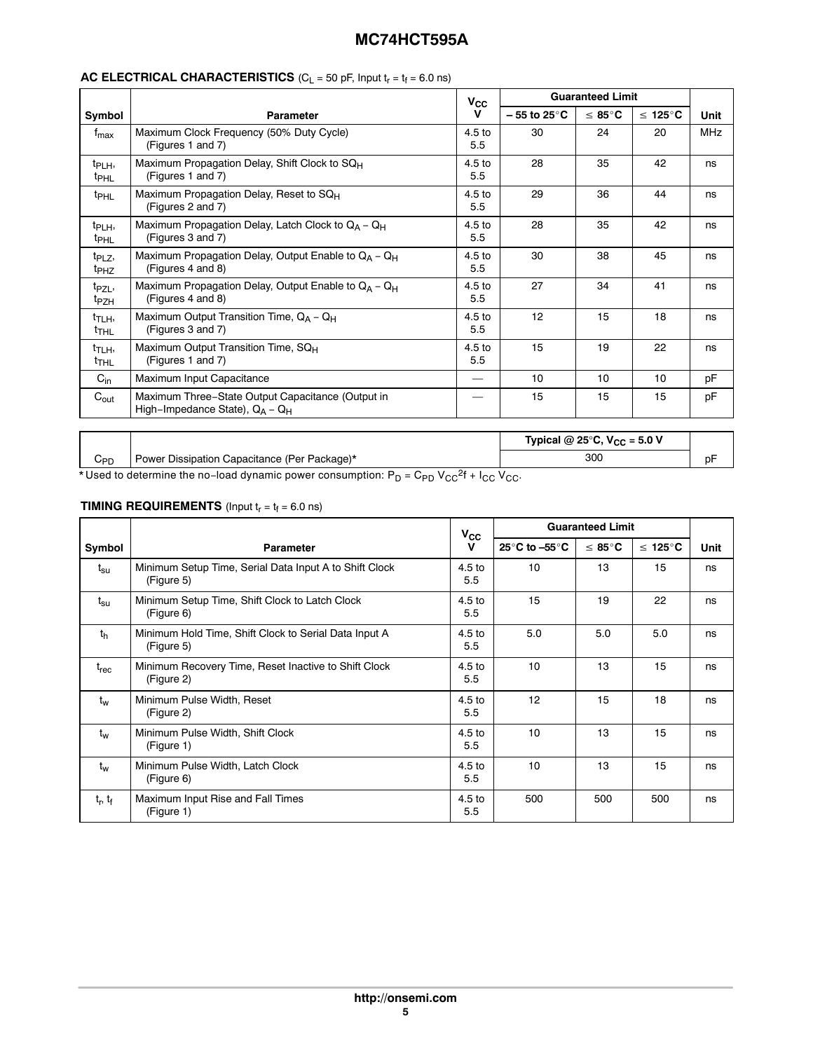**AC ELECTRICAL CHARACTERISTICS** ($C_L$ = 50 pF, Input $t_r$ = $t_f$ = 6.0 ns)

| Symbol | Parameter | $V_{CC}$ V | Guaranteed Limit | | | Unit |
|---|---|---|---|---|---|---|
| | | | – 55 to 25°C | ≤ 85°C | ≤ 125°C | |
| $f_{max}$ | Maximum Clock Frequency (50% Duty Cycle) (Figures 1 and 7) | 4.5 to 5.5 | 30 | 24 | 20 | MHz |
| $t_{PLH}$, $t_{PHL}$ | Maximum Propagation Delay, Shift Clock to $SQ_H$ (Figures 1 and 7) | 4.5 to 5.5 | 28 | 35 | 42 | ns |
| $t_{PHL}$ | Maximum Propagation Delay, Reset to $SQ_H$ (Figures 2 and 7) | 4.5 to 5.5 | 29 | 36 | 44 | ns |
| $t_{PLH}$, $t_{PHL}$ | Maximum Propagation Delay, Latch Clock to $Q_A$ – $Q_H$ (Figures 3 and 7) | 4.5 to 5.5 | 28 | 35 | 42 | ns |
| $t_{PLZ}$, $t_{PHZ}$ | Maximum Propagation Delay, Output Enable to $Q_A$ – $Q_H$ (Figures 4 and 8) | 4.5 to 5.5 | 30 | 38 | 45 | ns |
| $t_{PZL}$, $t_{PZH}$ | Maximum Propagation Delay, Output Enable to $Q_A$ – $Q_H$ (Figures 4 and 8) | 4.5 to 5.5 | 27 | 34 | 41 | ns |
| $t_{TLH}$, $t_{THL}$ | Maximum Output Transition Time, $Q_A$ – $Q_H$ (Figures 3 and 7) | 4.5 to 5.5 | 12 | 15 | 18 | ns |
| $t_{TLH}$, $t_{THL}$ | Maximum Output Transition Time, $SQ_H$ (Figures 1 and 7) | 4.5 to 5.5 | 15 | 19 | 22 | ns |
| $C_{in}$ | Maximum Input Capacitance | — | 10 | 10 | 10 | pF |
| $C_{out}$ | Maximum Three−State Output Capacitance (Output in High−Impedance State), $Q_A$ – $Q_H$ | — | 15 | 15 | 15 | pF |

| | | Typical @ 25°C, $V_{CC}$ = 5.0 V | |
|---|---|---|---|
| $C_{PD}$ | Power Dissipation Capacitance (Per Package)* | 300 | pF |

* Used to determine the no−load dynamic power consumption: $P_D = C_{PD} V_{CC}^2 f + I_{CC} V_{CC}$.

**TIMING REQUIREMENTS** (Input $t_r$ = $t_f$ = 6.0 ns)

| Symbol | Parameter | $V_{CC}$ V | Guaranteed Limit | | | Unit |
|---|---|---|---|---|---|---|
| | | | 25°C to –55°C | ≤ 85°C | ≤ 125°C | |
| $t_{su}$ | Minimum Setup Time, Serial Data Input A to Shift Clock (Figure 5) | 4.5 to 5.5 | 10 | 13 | 15 | ns |
| $t_{su}$ | Minimum Setup Time, Shift Clock to Latch Clock (Figure 6) | 4.5 to 5.5 | 15 | 19 | 22 | ns |
| $t_h$ | Minimum Hold Time, Shift Clock to Serial Data Input A (Figure 5) | 4.5 to 5.5 | 5.0 | 5.0 | 5.0 | ns |
| $t_{rec}$ | Minimum Recovery Time, Reset Inactive to Shift Clock (Figure 2) | 4.5 to 5.5 | 10 | 13 | 15 | ns |
| $t_w$ | Minimum Pulse Width, Reset (Figure 2) | 4.5 to 5.5 | 12 | 15 | 18 | ns |
| $t_w$ | Minimum Pulse Width, Shift Clock (Figure 1) | 4.5 to 5.5 | 10 | 13 | 15 | ns |
| $t_w$ | Minimum Pulse Width, Latch Clock (Figure 6) | 4.5 to 5.5 | 10 | 13 | 15 | ns |
| $t_r$, $t_f$ | Maximum Input Rise and Fall Times (Figure 1) | 4.5 to 5.5 | 500 | 500 | 500 | ns |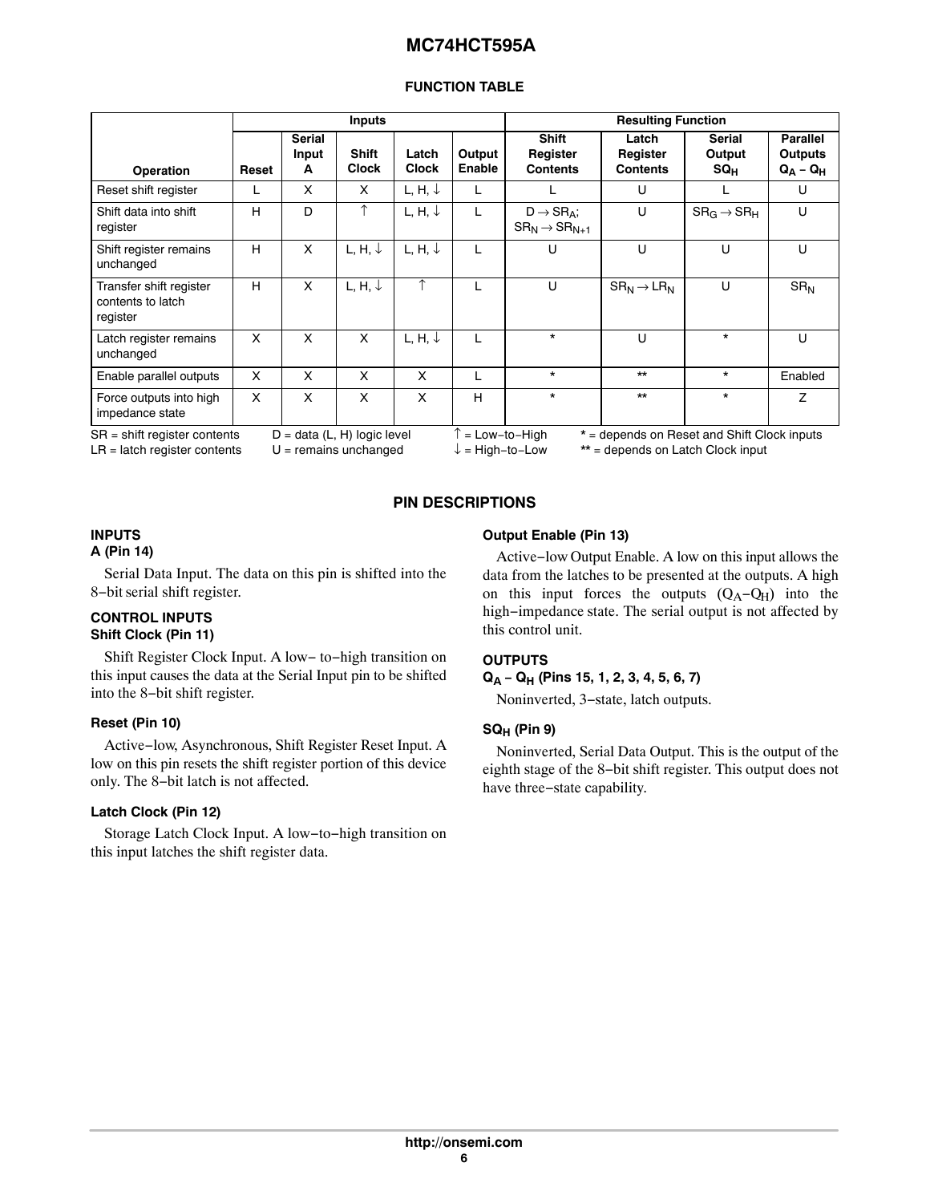## FUNCTION TABLE

| Operation | Inputs | | | | | Resulting Function | | | |
|---|---|---|---|---|---|---|---|---|---|
| | Reset | Serial Input A | Shift Clock | Latch Clock | Output Enable | Shift Register Contents | Latch Register Contents | Serial Output $SQ_H$ | Parallel Outputs $Q_A$ – $Q_H$ |
| Reset shift register | L | X | X | L, H, ↓ | L | L | U | L | U |
| Shift data into shift register | H | D | ↑ | L, H, ↓ | L | $D \rightarrow SR_A$; $SR_N \rightarrow SR_{N+1}$ | U | $SR_G \rightarrow SR_H$ | U |
| Shift register remains unchanged | H | X | L, H, ↓ | L, H, ↓ | L | U | U | U | U |
| Transfer shift register contents to latch register | H | X | L, H, ↓ | ↑ | L | U | $SR_N \rightarrow LR_N$ | U | $SR_N$ |
| Latch register remains unchanged | X | X | X | L, H, ↓ | L | * | U | * | U |
| Enable parallel outputs | X | X | X | X | L | * | ** | * | Enabled |
| Force outputs into high impedance state | X | X | X | X | H | * | ** | * | Z |

SR = shift register contents  D = data (L, H) logic level  ↑ = Low−to−High  * = depends on Reset and Shift Clock inputs
LR = latch register contents  U = remains unchanged  ↓ = High−to−Low  ** = depends on Latch Clock input

## PIN DESCRIPTIONS

### INPUTS

#### A (Pin 14)

Serial Data Input. The data on this pin is shifted into the 8−bit serial shift register.

### CONTROL INPUTS

#### Shift Clock (Pin 11)

Shift Register Clock Input. A low− to−high transition on this input causes the data at the Serial Input pin to be shifted into the 8−bit shift register.

#### Reset (Pin 10)

Active−low, Asynchronous, Shift Register Reset Input. A low on this pin resets the shift register portion of this device only. The 8−bit latch is not affected.

#### Latch Clock (Pin 12)

Storage Latch Clock Input. A low−to−high transition on this input latches the shift register data.

#### Output Enable (Pin 13)

Active−low Output Enable. A low on this input allows the data from the latches to be presented at the outputs. A high on this input forces the outputs ($Q_A$−$Q_H$) into the high−impedance state. The serial output is not affected by this control unit.

### OUTPUTS

#### $Q_A$ – $Q_H$ (Pins 15, 1, 2, 3, 4, 5, 6, 7)

Noninverted, 3−state, latch outputs.

#### $SQ_H$ (Pin 9)

Noninverted, Serial Data Output. This is the output of the eighth stage of the 8−bit shift register. This output does not have three−state capability.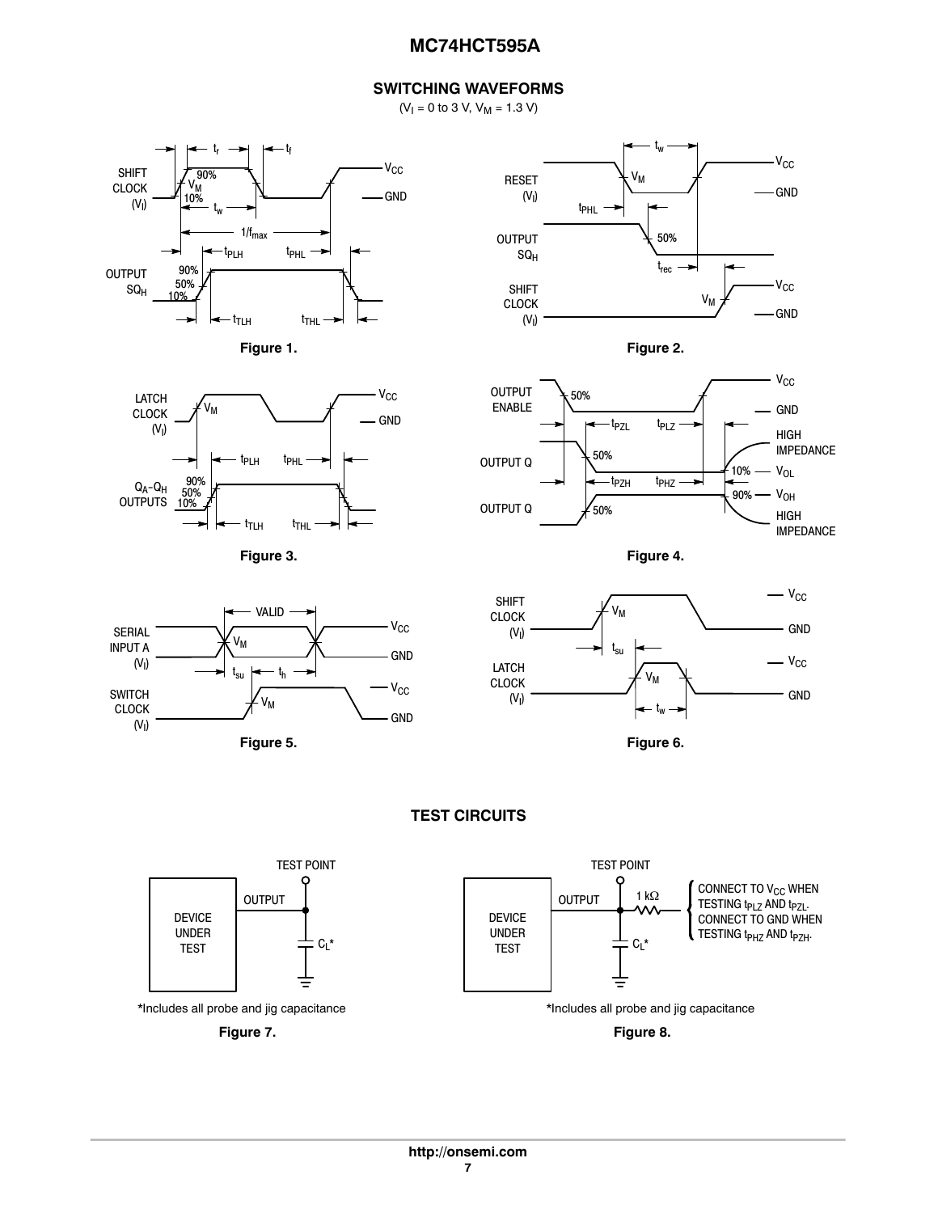## SWITCHING WAVEFORMS

($V_I$ = 0 to 3 V, $V_M$ = 1.3 V)

Figure 1.

Figure 2.

Figure 3.

Figure 4.

Figure 5.

Figure 6.

## TEST CIRCUITS

*Includes all probe and jig capacitance

Figure 7.

*Includes all probe and jig capacitance

Figure 8.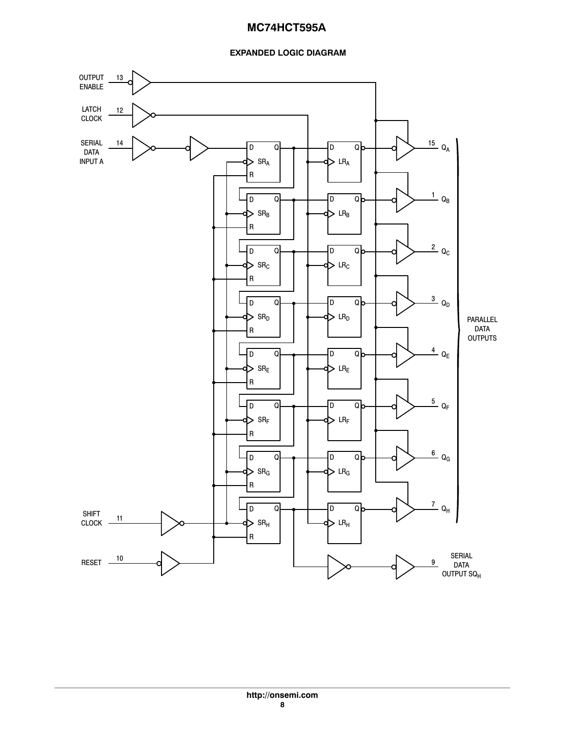## EXPANDED LOGIC DIAGRAM

OUTPUT ENABLE 13

LATCH CLOCK 12

SERIAL DATA INPUT A 14

SHIFT CLOCK 11

RESET 10

$SR_A$ $SR_B$ $SR_C$ $SR_D$ $SR_E$ $SR_F$ $SR_G$ $SR_H$

$LR_A$ $LR_B$ $LR_C$ $LR_D$ $LR_E$ $LR_F$ $LR_G$ $LR_H$

15 $Q_A$

1 $Q_B$

2 $Q_C$

3 $Q_D$

4 $Q_E$

5 $Q_F$

6 $Q_G$

7 $Q_H$

PARALLEL DATA OUTPUTS

9 SERIAL DATA OUTPUT $SQ_H$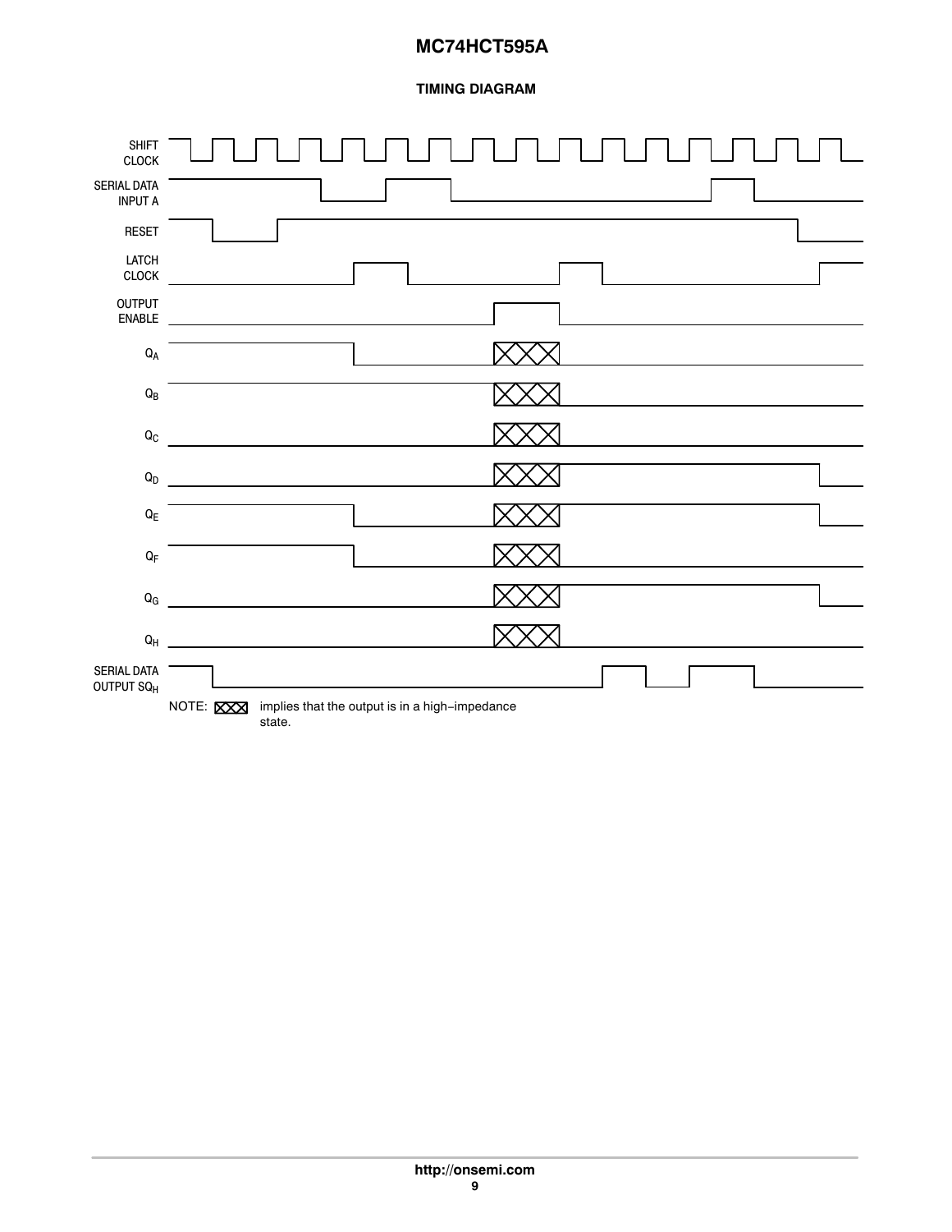## TIMING DIAGRAM

SHIFT CLOCK

SERIAL DATA INPUT A

RESET

LATCH CLOCK

OUTPUT ENABLE

$Q_A$

$Q_B$

$Q_C$

$Q_D$

$Q_E$

$Q_F$

$Q_G$

$Q_H$

SERIAL DATA OUTPUT $SQ_H$

NOTE: ☒☒☒ implies that the output is in a high−impedance state.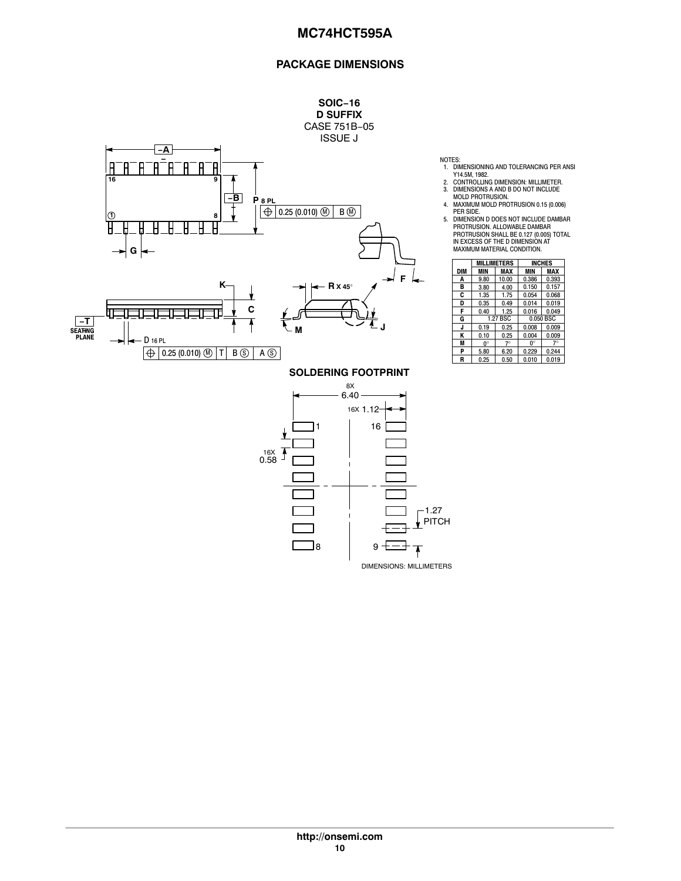## PACKAGE DIMENSIONS

**SOIC−16**
**D SUFFIX**
CASE 751B−05
ISSUE J

NOTES:
1. DIMENSIONING AND TOLERANCING PER ANSI Y14.5M, 1982.
2. CONTROLLING DIMENSION: MILLIMETER.
3. DIMENSIONS A AND B DO NOT INCLUDE MOLD PROTRUSION.
4. MAXIMUM MOLD PROTRUSION 0.15 (0.006) PER SIDE.
5. DIMENSION D DOES NOT INCLUDE DAMBAR PROTRUSION. ALLOWABLE DAMBAR PROTRUSION SHALL BE 0.127 (0.005) TOTAL IN EXCESS OF THE D DIMENSION AT MAXIMUM MATERIAL CONDITION.

| DIM | MILLIMETERS | | INCHES | |
|---|---|---|---|---|
| | MIN | MAX | MIN | MAX |
| A | 9.80 | 10.00 | 0.386 | 0.393 |
| B | 3.80 | 4.00 | 0.150 | 0.157 |
| C | 1.35 | 1.75 | 0.054 | 0.068 |
| D | 0.35 | 0.49 | 0.014 | 0.019 |
| F | 0.40 | 1.25 | 0.016 | 0.049 |
| G | 1.27 BSC | | 0.050 BSC | |
| J | 0.19 | 0.25 | 0.008 | 0.009 |
| K | 0.10 | 0.25 | 0.004 | 0.009 |
| M | 0° | 7° | 0° | 7° |
| P | 5.80 | 6.20 | 0.229 | 0.244 |
| R | 0.25 | 0.50 | 0.010 | 0.019 |

### SOLDERING FOOTPRINT

DIMENSIONS: MILLIMETERS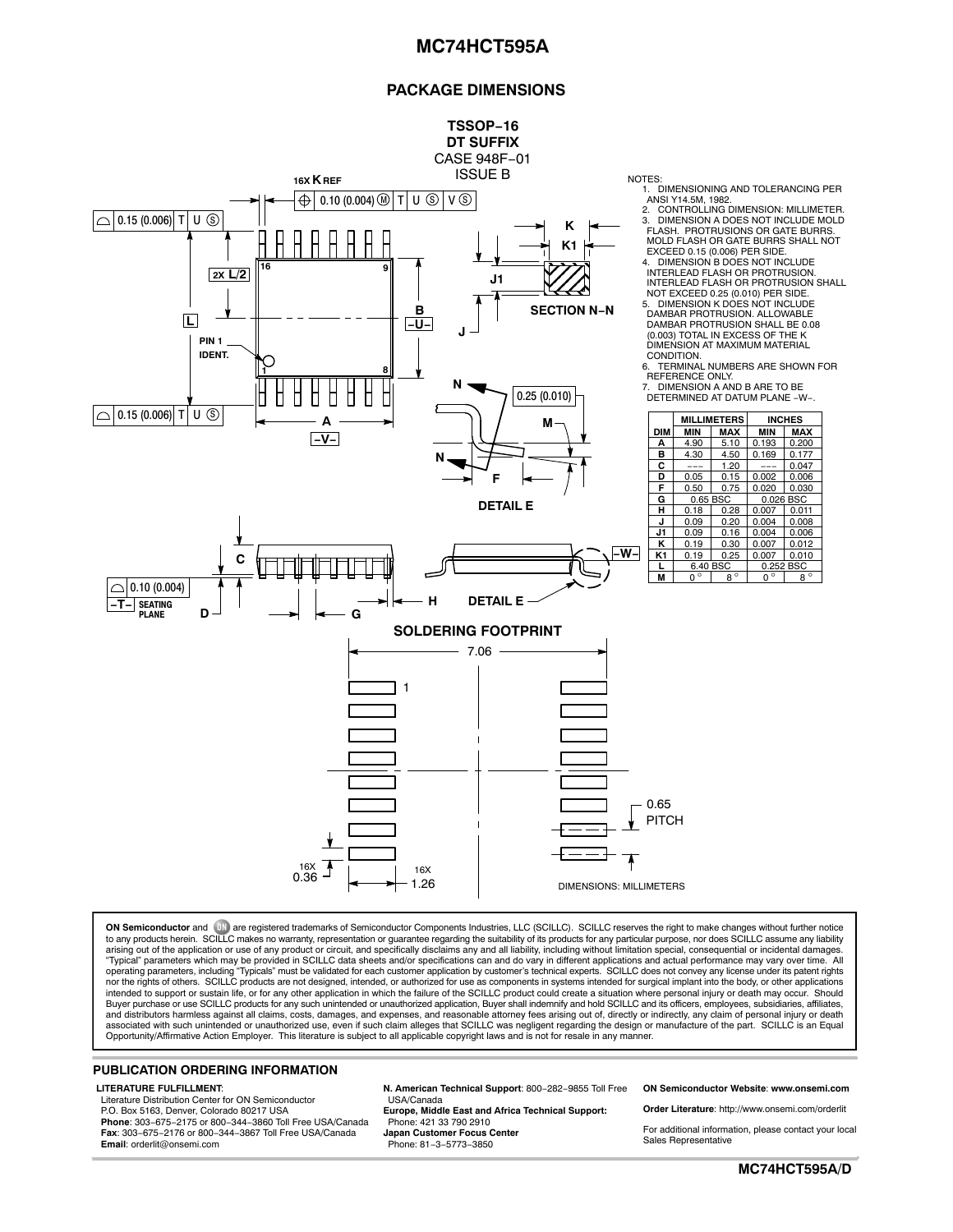## PACKAGE DIMENSIONS

**TSSOP−16**
**DT SUFFIX**
CASE 948F−01
ISSUE B

16X K REF
0.10 (0.004) M T U S V S
0.15 (0.006) T U S
2X L/2
L
PIN 1 IDENT.
B
−U−
A
−V−
K
K1
J1
SECTION N−N
J
N
0.25 (0.010)
M
N
F
DETAIL E
C
0.10 (0.004)
−T− SEATING PLANE
D
G
H
DETAIL E
−W−

NOTES:

1. DIMENSIONING AND TOLERANCING PER ANSI Y14.5M, 1982.
2. CONTROLLING DIMENSION: MILLIMETER.
3. DIMENSION A DOES NOT INCLUDE MOLD FLASH. PROTRUSIONS OR GATE BURRS. MOLD FLASH OR GATE BURRS SHALL NOT EXCEED 0.15 (0.006) PER SIDE.
4. DIMENSION B DOES NOT INCLUDE INTERLEAD FLASH OR PROTRUSION. INTERLEAD FLASH OR PROTRUSION SHALL NOT EXCEED 0.25 (0.010) PER SIDE.
5. DIMENSION K DOES NOT INCLUDE DAMBAR PROTRUSION. ALLOWABLE DAMBAR PROTRUSION SHALL BE 0.08 (0.003) TOTAL IN EXCESS OF THE K DIMENSION AT MAXIMUM MATERIAL CONDITION.
6. TERMINAL NUMBERS ARE SHOWN FOR REFERENCE ONLY.
7. DIMENSION A AND B ARE TO BE DETERMINED AT DATUM PLANE −W−.

| | MILLIMETERS | | INCHES | |
|---|---|---|---|---|
| DIM | MIN | MAX | MIN | MAX |
| A | 4.90 | 5.10 | 0.193 | 0.200 |
| B | 4.30 | 4.50 | 0.169 | 0.177 |
| C | --- | 1.20 | --- | 0.047 |
| D | 0.05 | 0.15 | 0.002 | 0.006 |
| F | 0.50 | 0.75 | 0.020 | 0.030 |
| G | 0.65 BSC | | 0.026 BSC | |
| H | 0.18 | 0.28 | 0.007 | 0.011 |
| J | 0.09 | 0.20 | 0.004 | 0.008 |
| J1 | 0.09 | 0.16 | 0.004 | 0.006 |
| K | 0.19 | 0.30 | 0.007 | 0.012 |
| K1 | 0.19 | 0.25 | 0.007 | 0.010 |
| L | 6.40 BSC | | 0.252 BSC | |
| M | 0° | 8° | 0° | 8° |

### SOLDERING FOOTPRINT

7.06
1
0.65 PITCH
16X 0.36
16X 1.26
DIMENSIONS: MILLIMETERS

**ON Semiconductor** and ON are registered trademarks of Semiconductor Components Industries, LLC (SCILLC). SCILLC reserves the right to make changes without further notice to any products herein. SCILLC makes no warranty, representation or guarantee regarding the suitability of its products for any particular purpose, nor does SCILLC assume any liability arising out of the application or use of any product or circuit, and specifically disclaims any and all liability, including without limitation special, consequential or incidental damages. "Typical" parameters which may be provided in SCILLC data sheets and/or specifications can and do vary in different applications and actual performance may vary over time. All operating parameters, including "Typicals" must be validated for each customer application by customer's technical experts. SCILLC does not convey any license under its patent rights nor the rights of others. SCILLC products are not designed, intended, or authorized for use as components in systems intended for surgical implant into the body, or other applications intended to support or sustain life, or for any other application in which the failure of the SCILLC product could create a situation where personal injury or death may occur. Should Buyer purchase or use SCILLC products for any such unintended or unauthorized application, Buyer shall indemnify and hold SCILLC and its officers, employees, subsidiaries, affiliates, and distributors harmless against all claims, costs, damages, and expenses, and reasonable attorney fees arising out of, directly or indirectly, any claim of personal injury or death associated with such unintended or unauthorized use, even if such claim alleges that SCILLC was negligent regarding the design or manufacture of the part. SCILLC is an Equal Opportunity/Affirmative Action Employer. This literature is subject to all applicable copyright laws and is not for resale in any manner.

### PUBLICATION ORDERING INFORMATION

**LITERATURE FULFILLMENT**:
Literature Distribution Center for ON Semiconductor
P.O. Box 5163, Denver, Colorado 80217 USA
**Phone**: 303−675−2175 or 800−344−3860 Toll Free USA/Canada
**Fax**: 303−675−2176 or 800−344−3867 Toll Free USA/Canada
**Email**: orderlit@onsemi.com

**N. American Technical Support**: 800−282−9855 Toll Free USA/Canada
**Europe, Middle East and Africa Technical Support:**
Phone: 421 33 790 2910
**Japan Customer Focus Center**
Phone: 81−3−5773−3850

**ON Semiconductor Website**: **www.onsemi.com**

**Order Literature**: http://www.onsemi.com/orderlit

For additional information, please contact your local Sales Representative

**MC74HCT595A/D**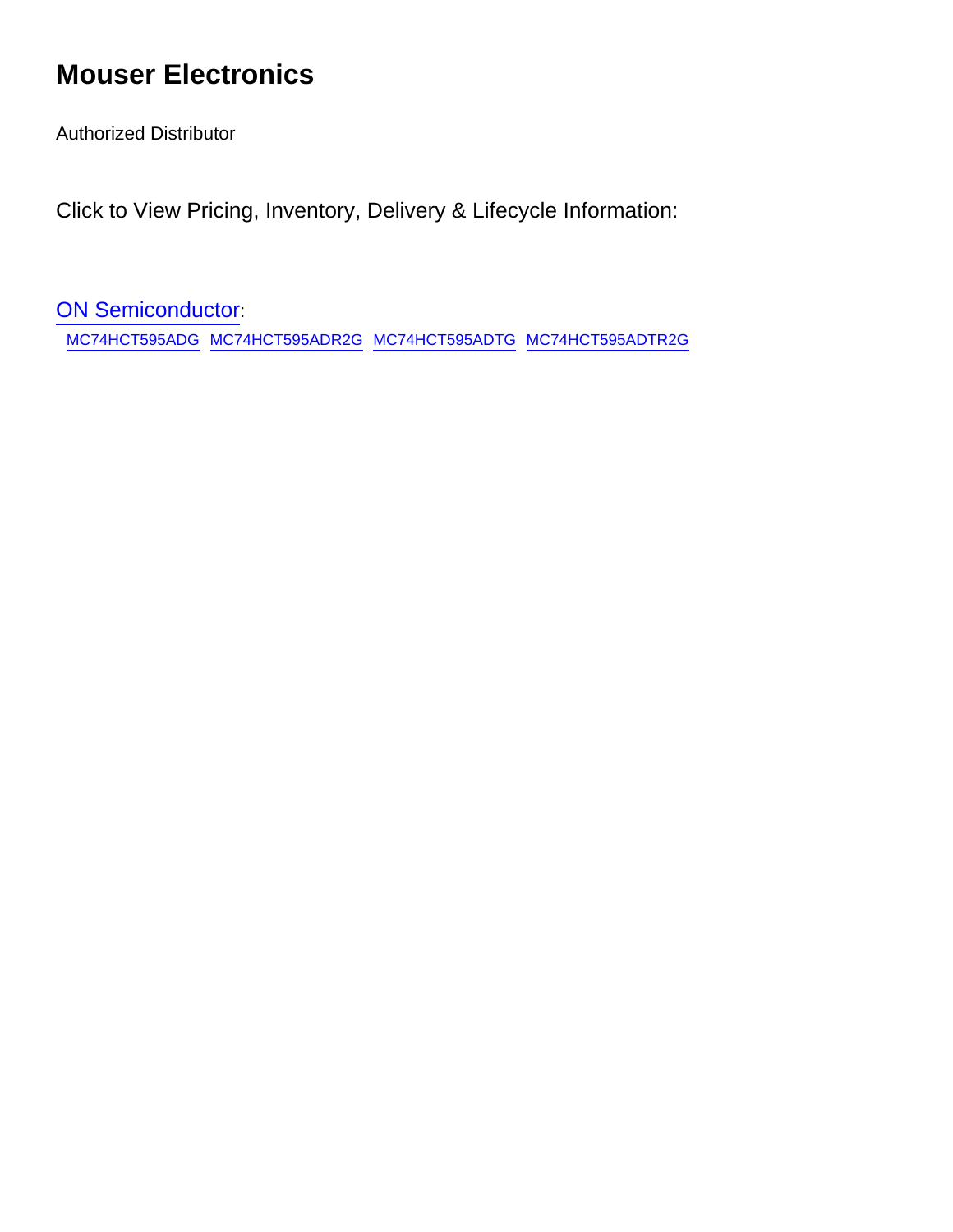# Mouser Electronics

Authorized Distributor

Click to View Pricing, Inventory, Delivery & Lifecycle Information:

ON Semiconductor:

MC74HCT595ADG MC74HCT595ADR2G MC74HCT595ADTG MC74HCT595ADTR2G